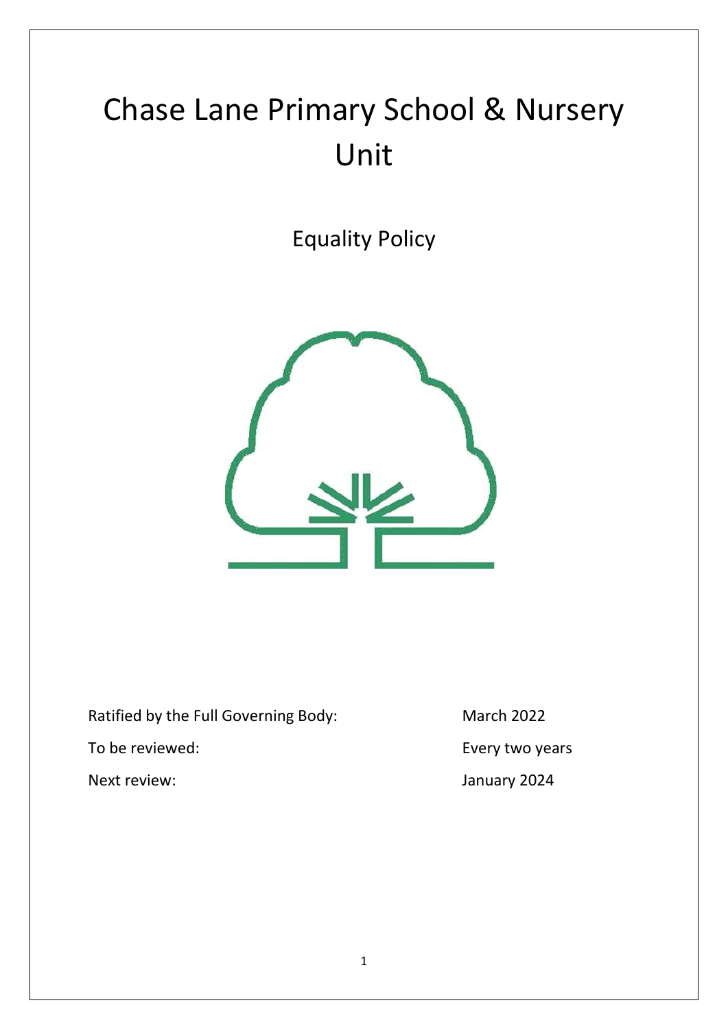# Chase Lane Primary School & Nursery Unit

## Equality Policy

| | |
|---|---|
| Ratified by the Full Governing Body: | March 2022 |
| To be reviewed: | Every two years |
| Next review: | January 2024 |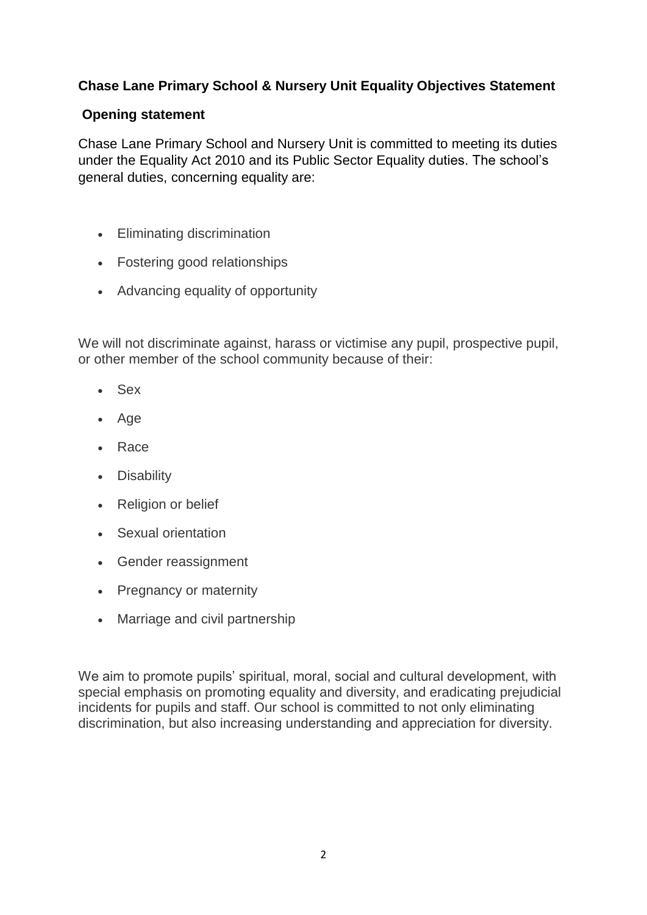**Chase Lane Primary School & Nursery Unit Equality Objectives Statement**

**Opening statement**

Chase Lane Primary School and Nursery Unit is committed to meeting its duties under the Equality Act 2010 and its Public Sector Equality duties. The school's general duties, concerning equality are:

- Eliminating discrimination
- Fostering good relationships
- Advancing equality of opportunity

We will not discriminate against, harass or victimise any pupil, prospective pupil, or other member of the school community because of their:

- Sex
- Age
- Race
- Disability
- Religion or belief
- Sexual orientation
- Gender reassignment
- Pregnancy or maternity
- Marriage and civil partnership

We aim to promote pupils' spiritual, moral, social and cultural development, with special emphasis on promoting equality and diversity, and eradicating prejudicial incidents for pupils and staff. Our school is committed to not only eliminating discrimination, but also increasing understanding and appreciation for diversity.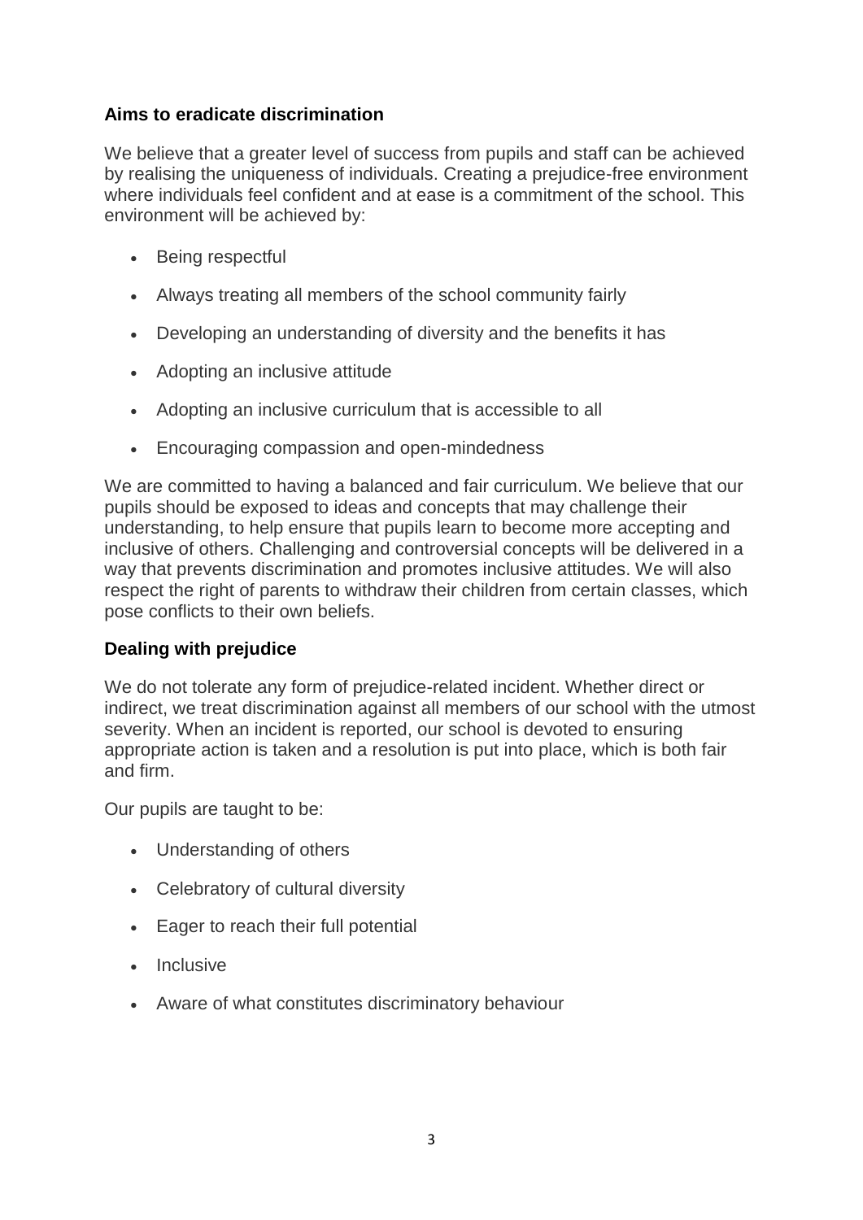## Aims to eradicate discrimination

We believe that a greater level of success from pupils and staff can be achieved by realising the uniqueness of individuals. Creating a prejudice-free environment where individuals feel confident and at ease is a commitment of the school. This environment will be achieved by:

- Being respectful
- Always treating all members of the school community fairly
- Developing an understanding of diversity and the benefits it has
- Adopting an inclusive attitude
- Adopting an inclusive curriculum that is accessible to all
- Encouraging compassion and open-mindedness

We are committed to having a balanced and fair curriculum. We believe that our pupils should be exposed to ideas and concepts that may challenge their understanding, to help ensure that pupils learn to become more accepting and inclusive of others. Challenging and controversial concepts will be delivered in a way that prevents discrimination and promotes inclusive attitudes. We will also respect the right of parents to withdraw their children from certain classes, which pose conflicts to their own beliefs.

## Dealing with prejudice

We do not tolerate any form of prejudice-related incident. Whether direct or indirect, we treat discrimination against all members of our school with the utmost severity. When an incident is reported, our school is devoted to ensuring appropriate action is taken and a resolution is put into place, which is both fair and firm.

Our pupils are taught to be:

- Understanding of others
- Celebratory of cultural diversity
- Eager to reach their full potential
- Inclusive
- Aware of what constitutes discriminatory behaviour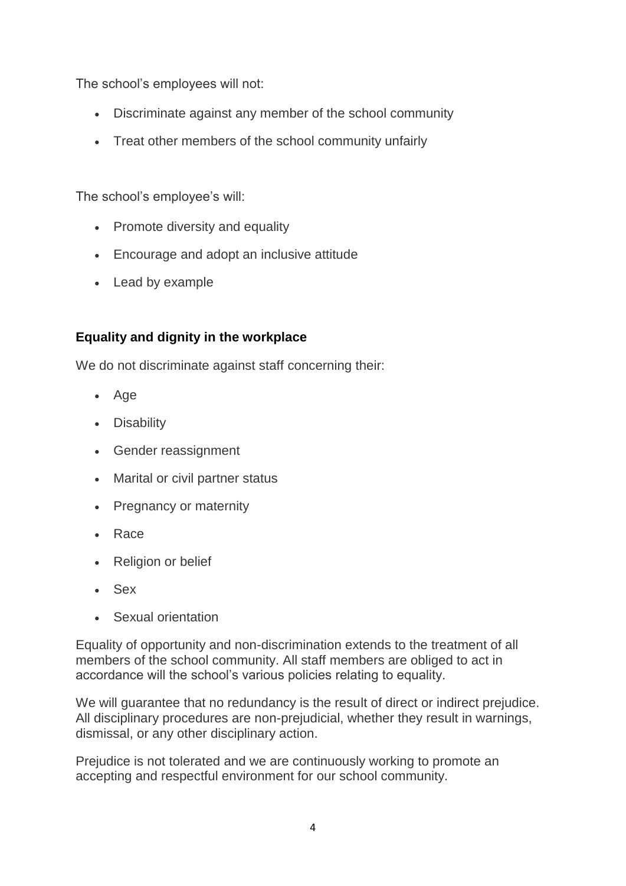The school's employees will not:

- Discriminate against any member of the school community
- Treat other members of the school community unfairly

The school's employee's will:

- Promote diversity and equality
- Encourage and adopt an inclusive attitude
- Lead by example

**Equality and dignity in the workplace**

We do not discriminate against staff concerning their:

- Age
- Disability
- Gender reassignment
- Marital or civil partner status
- Pregnancy or maternity
- Race
- Religion or belief
- Sex
- Sexual orientation

Equality of opportunity and non-discrimination extends to the treatment of all members of the school community. All staff members are obliged to act in accordance will the school's various policies relating to equality.

We will guarantee that no redundancy is the result of direct or indirect prejudice. All disciplinary procedures are non-prejudicial, whether they result in warnings, dismissal, or any other disciplinary action.

Prejudice is not tolerated and we are continuously working to promote an accepting and respectful environment for our school community.